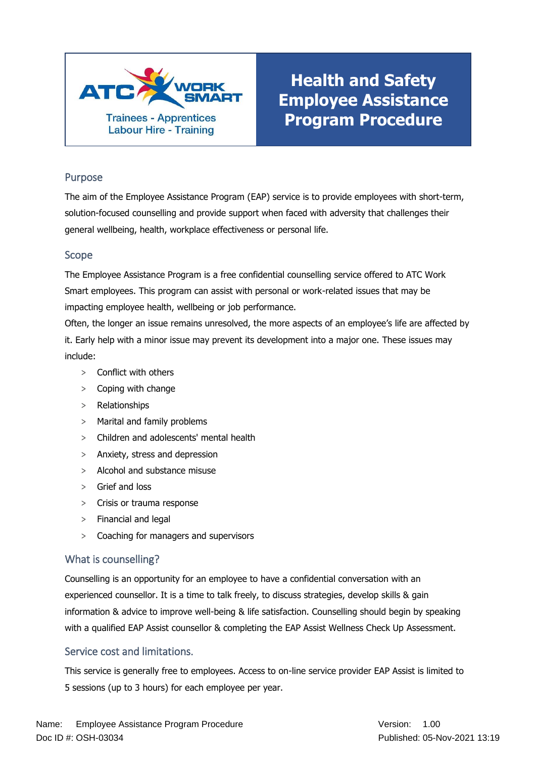ATC WORK SMART

Trainees - Apprentices
Labour Hire - Training

# Health and Safety Employee Assistance Program Procedure

## Purpose

The aim of the Employee Assistance Program (EAP) service is to provide employees with short-term, solution-focused counselling and provide support when faced with adversity that challenges their general wellbeing, health, workplace effectiveness or personal life.

## Scope

The Employee Assistance Program is a free confidential counselling service offered to ATC Work Smart employees. This program can assist with personal or work-related issues that may be impacting employee health, wellbeing or job performance.

Often, the longer an issue remains unresolved, the more aspects of an employee's life are affected by it. Early help with a minor issue may prevent its development into a major one. These issues may include:

- Conflict with others
- Coping with change
- Relationships
- Marital and family problems
- Children and adolescents' mental health
- Anxiety, stress and depression
- Alcohol and substance misuse
- Grief and loss
- Crisis or trauma response
- Financial and legal
- Coaching for managers and supervisors

## What is counselling?

Counselling is an opportunity for an employee to have a confidential conversation with an experienced counsellor. It is a time to talk freely, to discuss strategies, develop skills & gain information & advice to improve well-being & life satisfaction. Counselling should begin by speaking with a qualified EAP Assist counsellor & completing the EAP Assist Wellness Check Up Assessment.

## Service cost and limitations.

This service is generally free to employees. Access to on-line service provider EAP Assist is limited to 5 sessions (up to 3 hours) for each employee per year.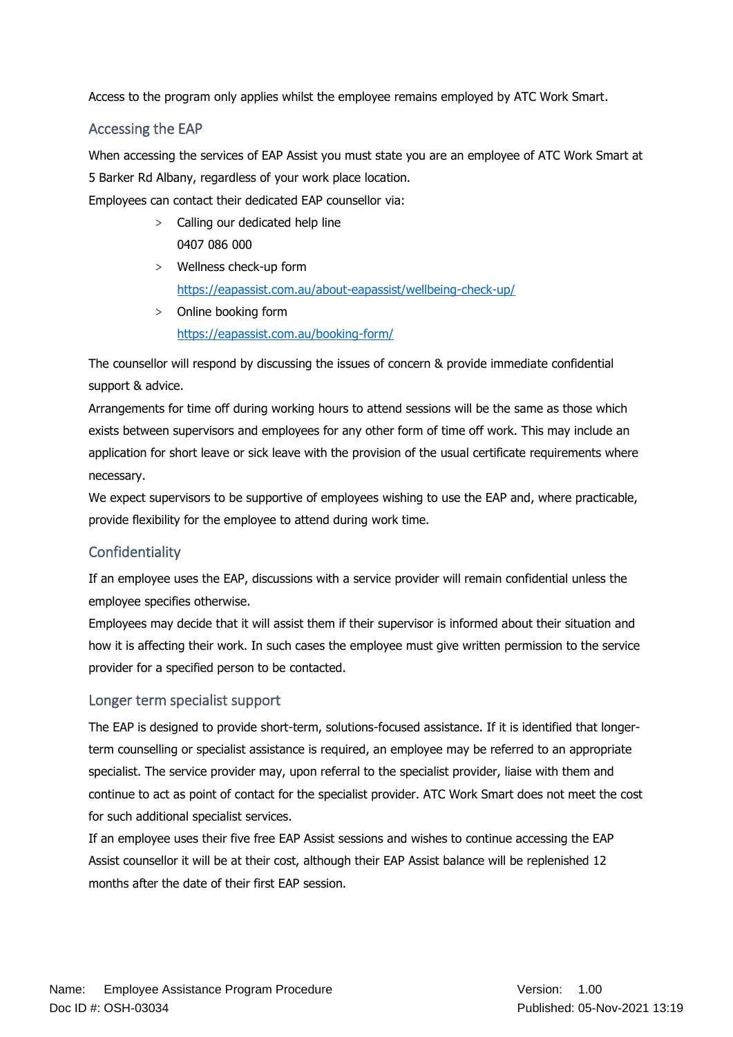Access to the program only applies whilst the employee remains employed by ATC Work Smart.

## Accessing the EAP

When accessing the services of EAP Assist you must state you are an employee of ATC Work Smart at 5 Barker Rd Albany, regardless of your work place location.

Employees can contact their dedicated EAP counsellor via:

- Calling our dedicated help line
  0407 086 000
- Wellness check-up form
  https://eapassist.com.au/about-eapassist/wellbeing-check-up/
- Online booking form
  https://eapassist.com.au/booking-form/

The counsellor will respond by discussing the issues of concern & provide immediate confidential support & advice.

Arrangements for time off during working hours to attend sessions will be the same as those which exists between supervisors and employees for any other form of time off work. This may include an application for short leave or sick leave with the provision of the usual certificate requirements where necessary.

We expect supervisors to be supportive of employees wishing to use the EAP and, where practicable, provide flexibility for the employee to attend during work time.

## Confidentiality

If an employee uses the EAP, discussions with a service provider will remain confidential unless the employee specifies otherwise.

Employees may decide that it will assist them if their supervisor is informed about their situation and how it is affecting their work. In such cases the employee must give written permission to the service provider for a specified person to be contacted.

## Longer term specialist support

The EAP is designed to provide short-term, solutions-focused assistance. If it is identified that longer-term counselling or specialist assistance is required, an employee may be referred to an appropriate specialist. The service provider may, upon referral to the specialist provider, liaise with them and continue to act as point of contact for the specialist provider. ATC Work Smart does not meet the cost for such additional specialist services.

If an employee uses their five free EAP Assist sessions and wishes to continue accessing the EAP Assist counsellor it will be at their cost, although their EAP Assist balance will be replenished 12 months after the date of their first EAP session.